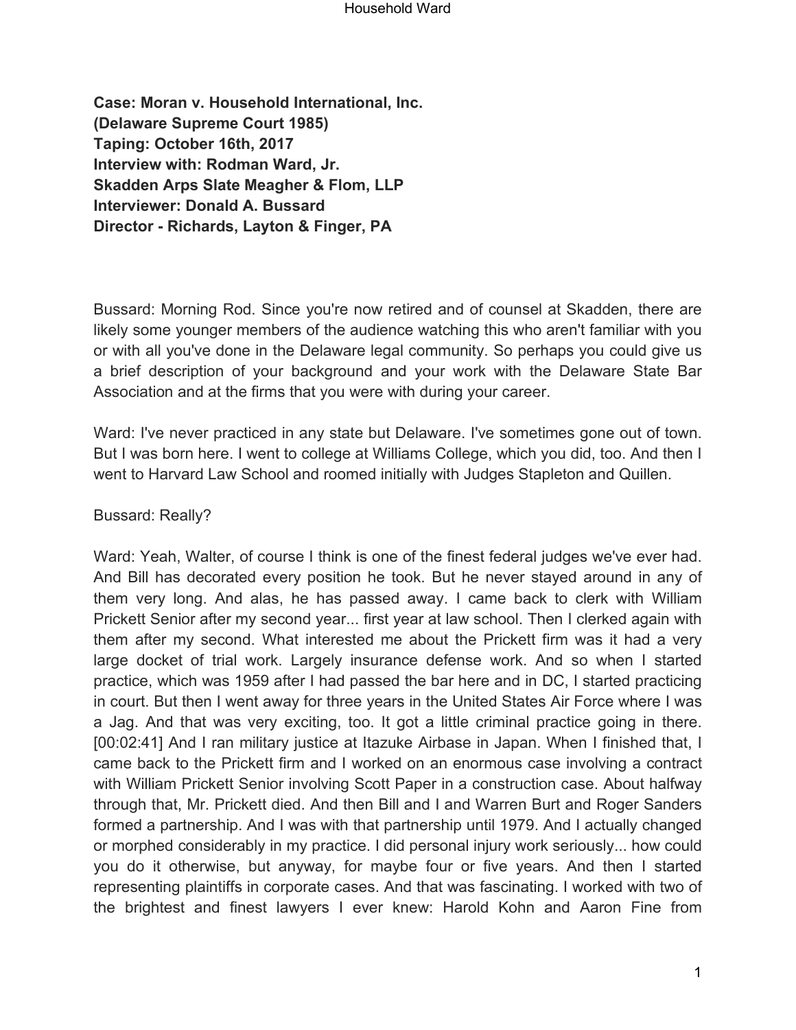**Case: Moran v. Household International, Inc.**
**(Delaware Supreme Court 1985)**
**Taping: October 16th, 2017**
**Interview with: Rodman Ward, Jr.**
**Skadden Arps Slate Meagher & Flom, LLP**
**Interviewer: Donald A. Bussard**
**Director - Richards, Layton & Finger, PA**

Bussard: Morning Rod. Since you're now retired and of counsel at Skadden, there are likely some younger members of the audience watching this who aren't familiar with you or with all you've done in the Delaware legal community. So perhaps you could give us a brief description of your background and your work with the Delaware State Bar Association and at the firms that you were with during your career.

Ward: I've never practiced in any state but Delaware. I've sometimes gone out of town. But I was born here. I went to college at Williams College, which you did, too. And then I went to Harvard Law School and roomed initially with Judges Stapleton and Quillen.

Bussard: Really?

Ward: Yeah, Walter, of course I think is one of the finest federal judges we've ever had. And Bill has decorated every position he took. But he never stayed around in any of them very long. And alas, he has passed away. I came back to clerk with William Prickett Senior after my second year... first year at law school. Then I clerked again with them after my second. What interested me about the Prickett firm was it had a very large docket of trial work. Largely insurance defense work. And so when I started practice, which was 1959 after I had passed the bar here and in DC, I started practicing in court. But then I went away for three years in the United States Air Force where I was a Jag. And that was very exciting, too. It got a little criminal practice going in there. [00:02:41] And I ran military justice at Itazuke Airbase in Japan. When I finished that, I came back to the Prickett firm and I worked on an enormous case involving a contract with William Prickett Senior involving Scott Paper in a construction case. About halfway through that, Mr. Prickett died. And then Bill and I and Warren Burt and Roger Sanders formed a partnership. And I was with that partnership until 1979. And I actually changed or morphed considerably in my practice. I did personal injury work seriously... how could you do it otherwise, but anyway, for maybe four or five years. And then I started representing plaintiffs in corporate cases. And that was fascinating. I worked with two of the brightest and finest lawyers I ever knew: Harold Kohn and Aaron Fine from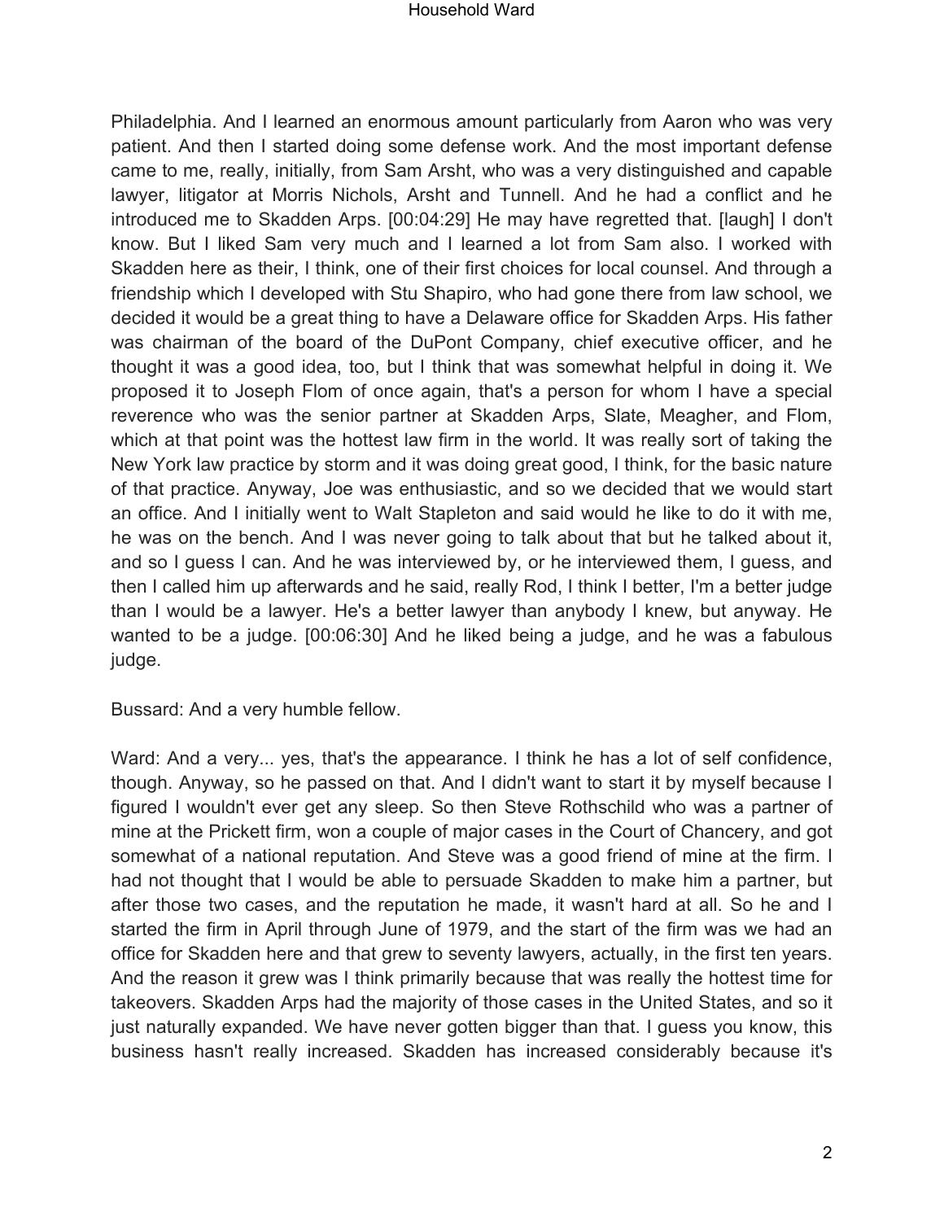Philadelphia. And I learned an enormous amount particularly from Aaron who was very patient. And then I started doing some defense work. And the most important defense came to me, really, initially, from Sam Arsht, who was a very distinguished and capable lawyer, litigator at Morris Nichols, Arsht and Tunnell. And he had a conflict and he introduced me to Skadden Arps. [00:04:29] He may have regretted that. [laugh] I don't know. But I liked Sam very much and I learned a lot from Sam also. I worked with Skadden here as their, I think, one of their first choices for local counsel. And through a friendship which I developed with Stu Shapiro, who had gone there from law school, we decided it would be a great thing to have a Delaware office for Skadden Arps. His father was chairman of the board of the DuPont Company, chief executive officer, and he thought it was a good idea, too, but I think that was somewhat helpful in doing it. We proposed it to Joseph Flom of once again, that's a person for whom I have a special reverence who was the senior partner at Skadden Arps, Slate, Meagher, and Flom, which at that point was the hottest law firm in the world. It was really sort of taking the New York law practice by storm and it was doing great good, I think, for the basic nature of that practice. Anyway, Joe was enthusiastic, and so we decided that we would start an office. And I initially went to Walt Stapleton and said would he like to do it with me, he was on the bench. And I was never going to talk about that but he talked about it, and so I guess I can. And he was interviewed by, or he interviewed them, I guess, and then I called him up afterwards and he said, really Rod, I think I better, I'm a better judge than I would be a lawyer. He's a better lawyer than anybody I knew, but anyway. He wanted to be a judge. [00:06:30] And he liked being a judge, and he was a fabulous judge.

Bussard: And a very humble fellow.

Ward: And a very... yes, that's the appearance. I think he has a lot of self confidence, though. Anyway, so he passed on that. And I didn't want to start it by myself because I figured I wouldn't ever get any sleep. So then Steve Rothschild who was a partner of mine at the Prickett firm, won a couple of major cases in the Court of Chancery, and got somewhat of a national reputation. And Steve was a good friend of mine at the firm. I had not thought that I would be able to persuade Skadden to make him a partner, but after those two cases, and the reputation he made, it wasn't hard at all. So he and I started the firm in April through June of 1979, and the start of the firm was we had an office for Skadden here and that grew to seventy lawyers, actually, in the first ten years. And the reason it grew was I think primarily because that was really the hottest time for takeovers. Skadden Arps had the majority of those cases in the United States, and so it just naturally expanded. We have never gotten bigger than that. I guess you know, this business hasn't really increased. Skadden has increased considerably because it's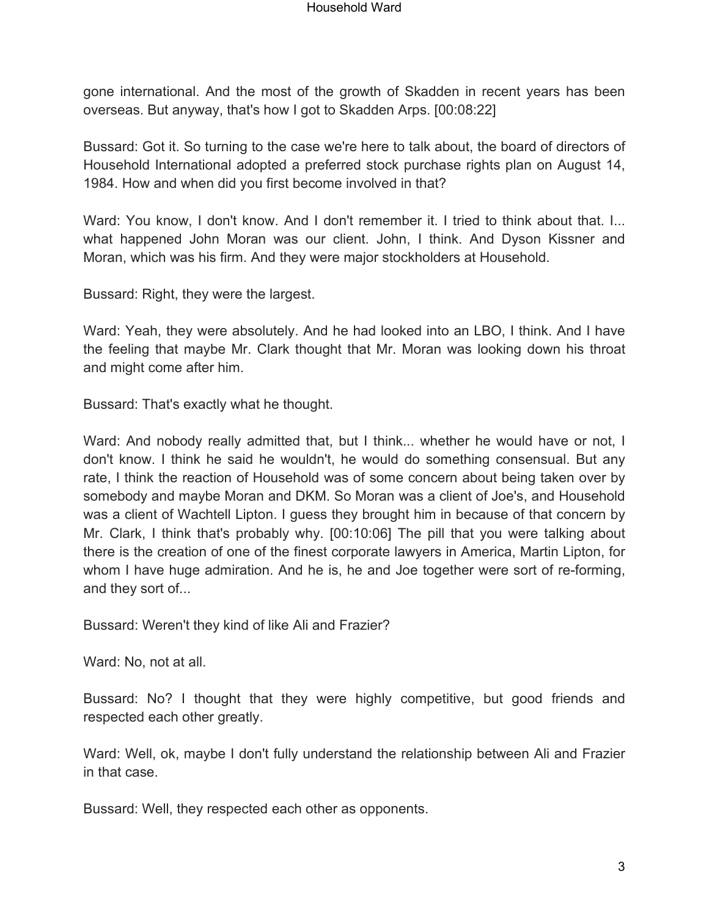gone international. And the most of the growth of Skadden in recent years has been overseas. But anyway, that's how I got to Skadden Arps. [00:08:22]

Bussard: Got it. So turning to the case we're here to talk about, the board of directors of Household International adopted a preferred stock purchase rights plan on August 14, 1984. How and when did you first become involved in that?

Ward: You know, I don't know. And I don't remember it. I tried to think about that. I... what happened John Moran was our client. John, I think. And Dyson Kissner and Moran, which was his firm. And they were major stockholders at Household.

Bussard: Right, they were the largest.

Ward: Yeah, they were absolutely. And he had looked into an LBO, I think. And I have the feeling that maybe Mr. Clark thought that Mr. Moran was looking down his throat and might come after him.

Bussard: That's exactly what he thought.

Ward: And nobody really admitted that, but I think... whether he would have or not, I don't know. I think he said he wouldn't, he would do something consensual. But any rate, I think the reaction of Household was of some concern about being taken over by somebody and maybe Moran and DKM. So Moran was a client of Joe's, and Household was a client of Wachtell Lipton. I guess they brought him in because of that concern by Mr. Clark, I think that's probably why. [00:10:06] The pill that you were talking about there is the creation of one of the finest corporate lawyers in America, Martin Lipton, for whom I have huge admiration. And he is, he and Joe together were sort of re-forming, and they sort of...

Bussard: Weren't they kind of like Ali and Frazier?

Ward: No, not at all.

Bussard: No? I thought that they were highly competitive, but good friends and respected each other greatly.

Ward: Well, ok, maybe I don't fully understand the relationship between Ali and Frazier in that case.

Bussard: Well, they respected each other as opponents.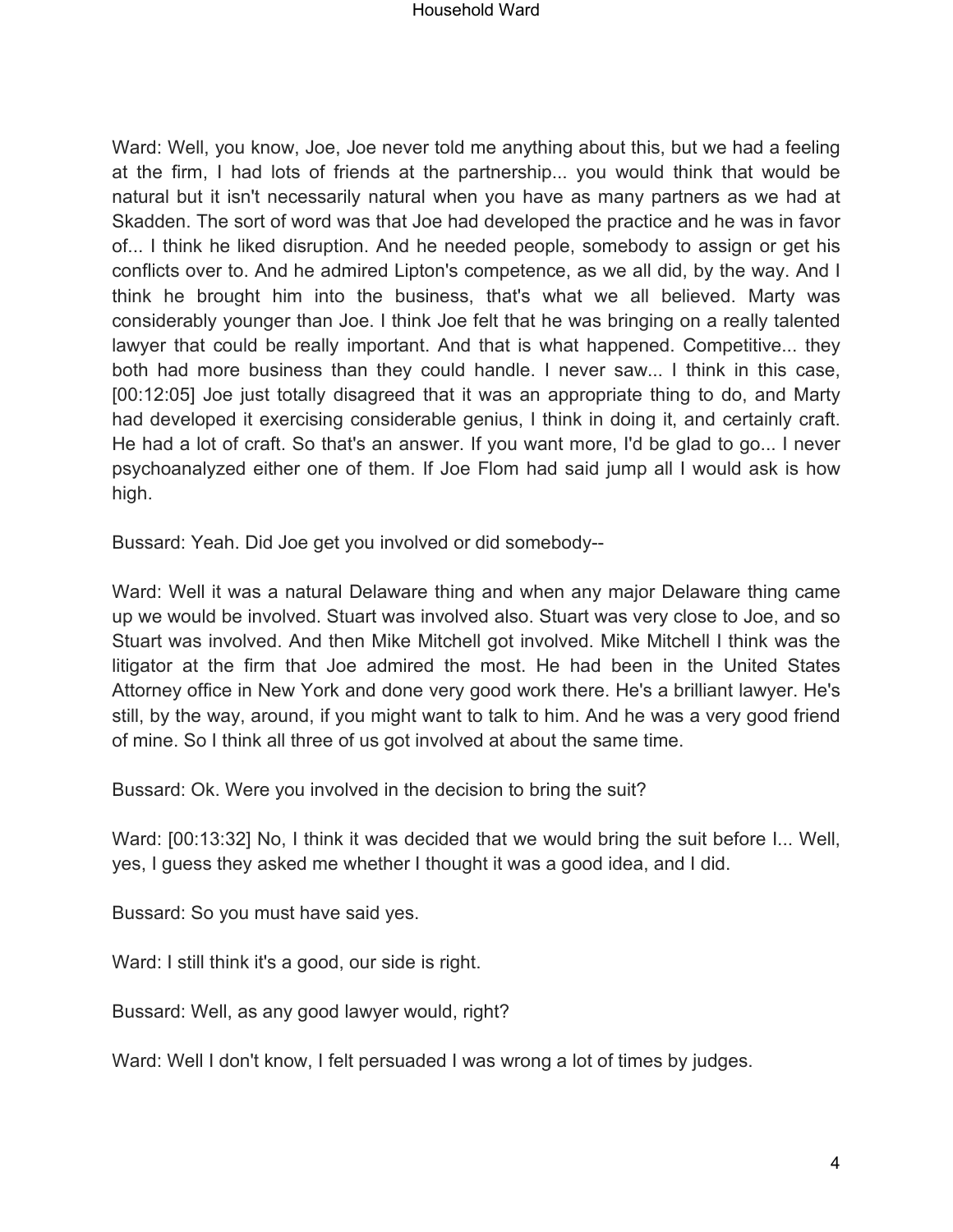Ward: Well, you know, Joe, Joe never told me anything about this, but we had a feeling at the firm, I had lots of friends at the partnership... you would think that would be natural but it isn't necessarily natural when you have as many partners as we had at Skadden. The sort of word was that Joe had developed the practice and he was in favor of... I think he liked disruption. And he needed people, somebody to assign or get his conflicts over to. And he admired Lipton's competence, as we all did, by the way. And I think he brought him into the business, that's what we all believed. Marty was considerably younger than Joe. I think Joe felt that he was bringing on a really talented lawyer that could be really important. And that is what happened. Competitive... they both had more business than they could handle. I never saw... I think in this case, [00:12:05] Joe just totally disagreed that it was an appropriate thing to do, and Marty had developed it exercising considerable genius, I think in doing it, and certainly craft. He had a lot of craft. So that's an answer. If you want more, I'd be glad to go... I never psychoanalyzed either one of them. If Joe Flom had said jump all I would ask is how high.

Bussard: Yeah. Did Joe get you involved or did somebody--

Ward: Well it was a natural Delaware thing and when any major Delaware thing came up we would be involved. Stuart was involved also. Stuart was very close to Joe, and so Stuart was involved. And then Mike Mitchell got involved. Mike Mitchell I think was the litigator at the firm that Joe admired the most. He had been in the United States Attorney office in New York and done very good work there. He's a brilliant lawyer. He's still, by the way, around, if you might want to talk to him. And he was a very good friend of mine. So I think all three of us got involved at about the same time.

Bussard: Ok. Were you involved in the decision to bring the suit?

Ward: [00:13:32] No, I think it was decided that we would bring the suit before I... Well, yes, I guess they asked me whether I thought it was a good idea, and I did.

Bussard: So you must have said yes.

Ward: I still think it's a good, our side is right.

Bussard: Well, as any good lawyer would, right?

Ward: Well I don't know, I felt persuaded I was wrong a lot of times by judges.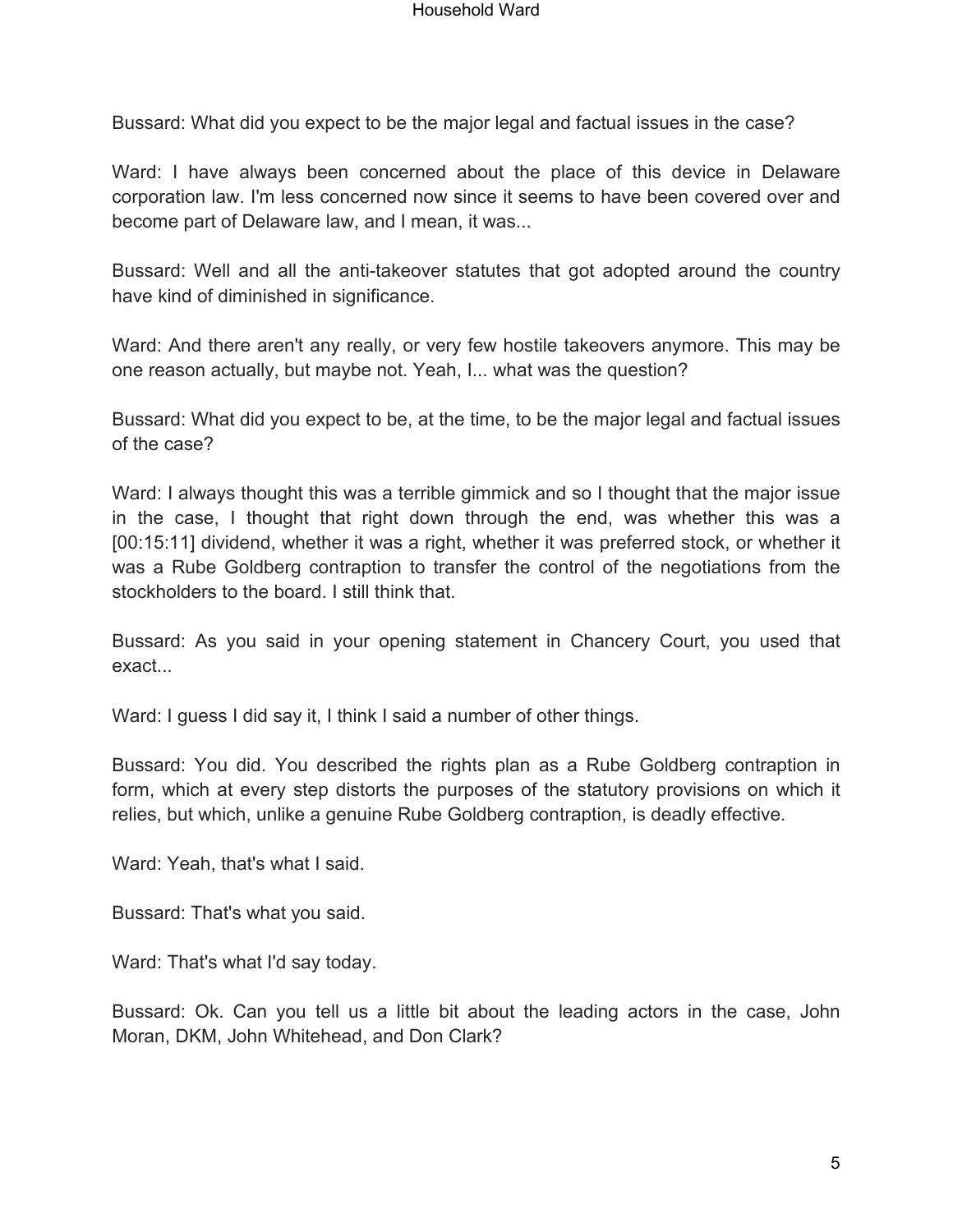Bussard: What did you expect to be the major legal and factual issues in the case?

Ward: I have always been concerned about the place of this device in Delaware corporation law. I'm less concerned now since it seems to have been covered over and become part of Delaware law, and I mean, it was...

Bussard: Well and all the anti-takeover statutes that got adopted around the country have kind of diminished in significance.

Ward: And there aren't any really, or very few hostile takeovers anymore. This may be one reason actually, but maybe not. Yeah, I... what was the question?

Bussard: What did you expect to be, at the time, to be the major legal and factual issues of the case?

Ward: I always thought this was a terrible gimmick and so I thought that the major issue in the case, I thought that right down through the end, was whether this was a [00:15:11] dividend, whether it was a right, whether it was preferred stock, or whether it was a Rube Goldberg contraption to transfer the control of the negotiations from the stockholders to the board. I still think that.

Bussard: As you said in your opening statement in Chancery Court, you used that exact...

Ward: I guess I did say it, I think I said a number of other things.

Bussard: You did. You described the rights plan as a Rube Goldberg contraption in form, which at every step distorts the purposes of the statutory provisions on which it relies, but which, unlike a genuine Rube Goldberg contraption, is deadly effective.

Ward: Yeah, that's what I said.

Bussard: That's what you said.

Ward: That's what I'd say today.

Bussard: Ok. Can you tell us a little bit about the leading actors in the case, John Moran, DKM, John Whitehead, and Don Clark?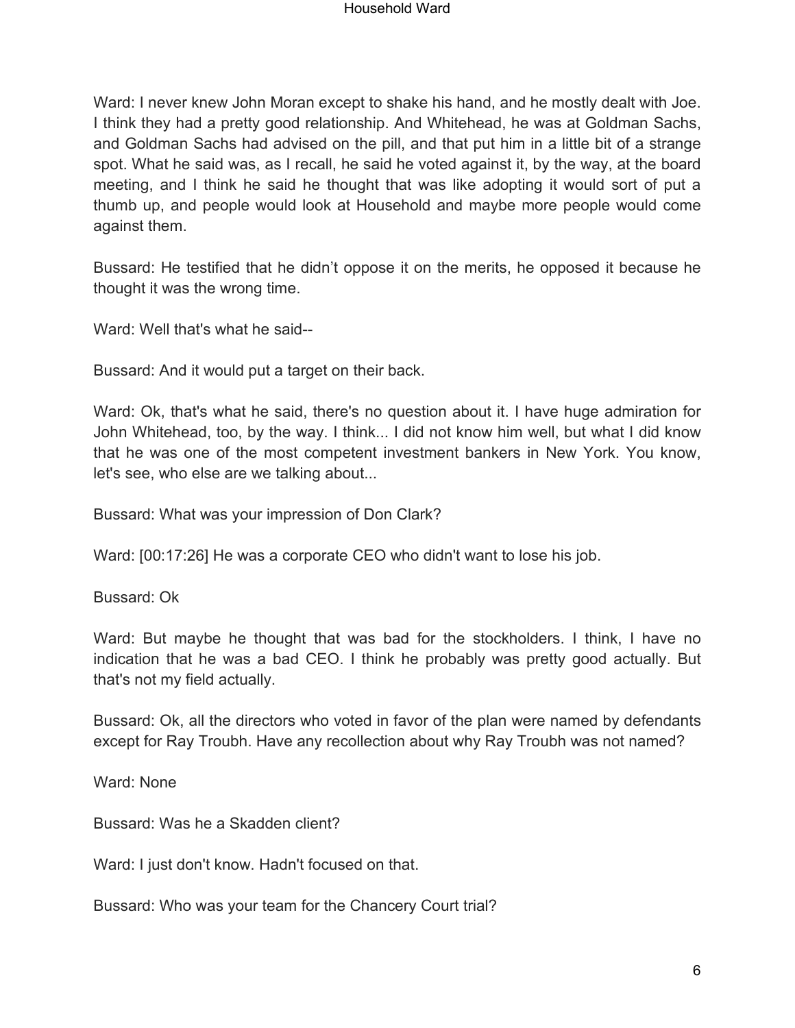Ward: I never knew John Moran except to shake his hand, and he mostly dealt with Joe. I think they had a pretty good relationship. And Whitehead, he was at Goldman Sachs, and Goldman Sachs had advised on the pill, and that put him in a little bit of a strange spot. What he said was, as I recall, he said he voted against it, by the way, at the board meeting, and I think he said he thought that was like adopting it would sort of put a thumb up, and people would look at Household and maybe more people would come against them.

Bussard: He testified that he didn’t oppose it on the merits, he opposed it because he thought it was the wrong time.

Ward: Well that's what he said--

Bussard: And it would put a target on their back.

Ward: Ok, that's what he said, there's no question about it. I have huge admiration for John Whitehead, too, by the way. I think... I did not know him well, but what I did know that he was one of the most competent investment bankers in New York. You know, let's see, who else are we talking about...

Bussard: What was your impression of Don Clark?

Ward: [00:17:26] He was a corporate CEO who didn't want to lose his job.

Bussard: Ok

Ward: But maybe he thought that was bad for the stockholders. I think, I have no indication that he was a bad CEO. I think he probably was pretty good actually. But that's not my field actually.

Bussard: Ok, all the directors who voted in favor of the plan were named by defendants except for Ray Troubh. Have any recollection about why Ray Troubh was not named?

Ward: None

Bussard: Was he a Skadden client?

Ward: I just don't know. Hadn't focused on that.

Bussard: Who was your team for the Chancery Court trial?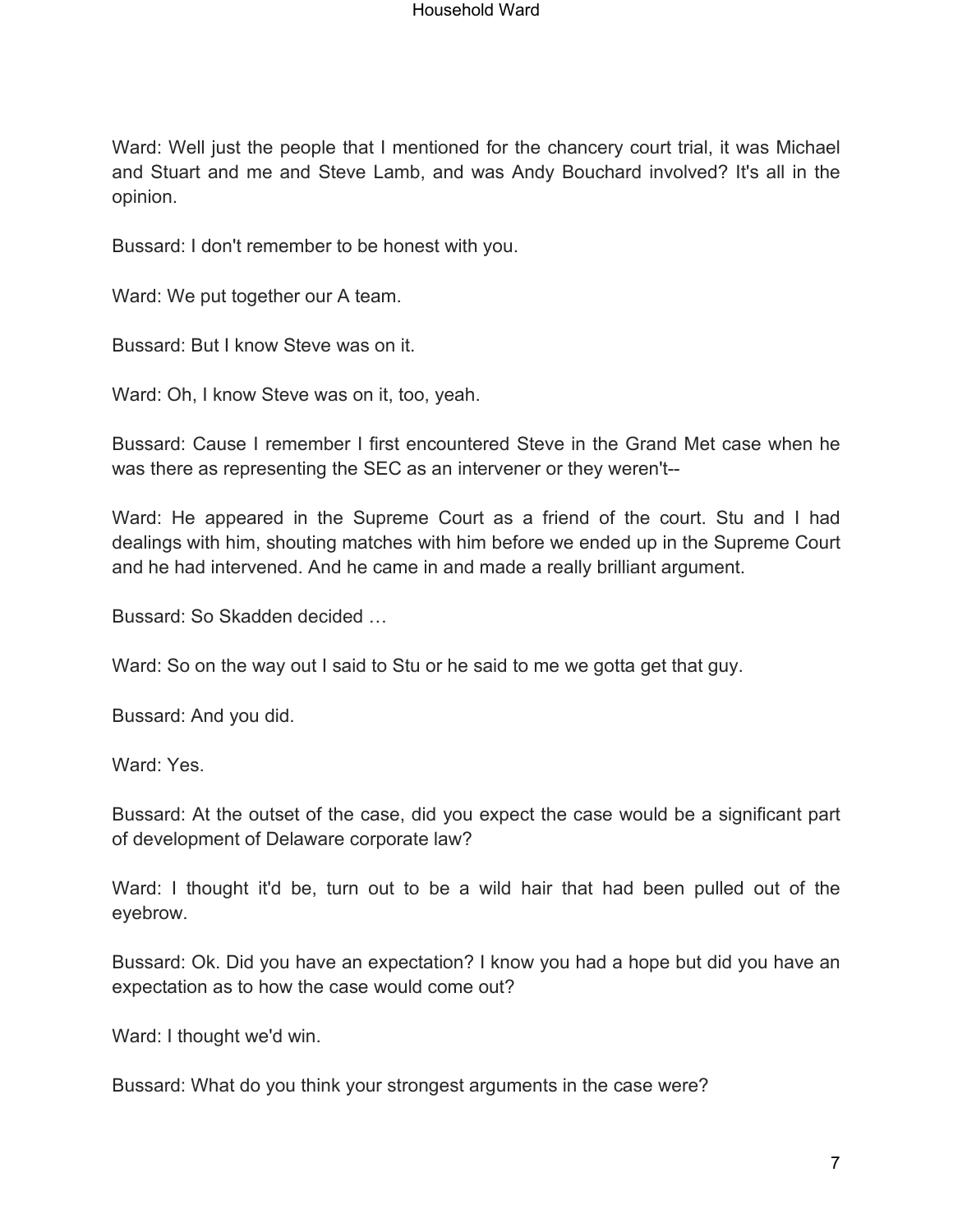Ward: Well just the people that I mentioned for the chancery court trial, it was Michael and Stuart and me and Steve Lamb, and was Andy Bouchard involved? It's all in the opinion.

Bussard: I don't remember to be honest with you.

Ward: We put together our A team.

Bussard: But I know Steve was on it.

Ward: Oh, I know Steve was on it, too, yeah.

Bussard: Cause I remember I first encountered Steve in the Grand Met case when he was there as representing the SEC as an intervener or they weren't--

Ward: He appeared in the Supreme Court as a friend of the court. Stu and I had dealings with him, shouting matches with him before we ended up in the Supreme Court and he had intervened. And he came in and made a really brilliant argument.

Bussard: So Skadden decided …

Ward: So on the way out I said to Stu or he said to me we gotta get that guy.

Bussard: And you did.

Ward: Yes.

Bussard: At the outset of the case, did you expect the case would be a significant part of development of Delaware corporate law?

Ward: I thought it'd be, turn out to be a wild hair that had been pulled out of the eyebrow.

Bussard: Ok. Did you have an expectation? I know you had a hope but did you have an expectation as to how the case would come out?

Ward: I thought we'd win.

Bussard: What do you think your strongest arguments in the case were?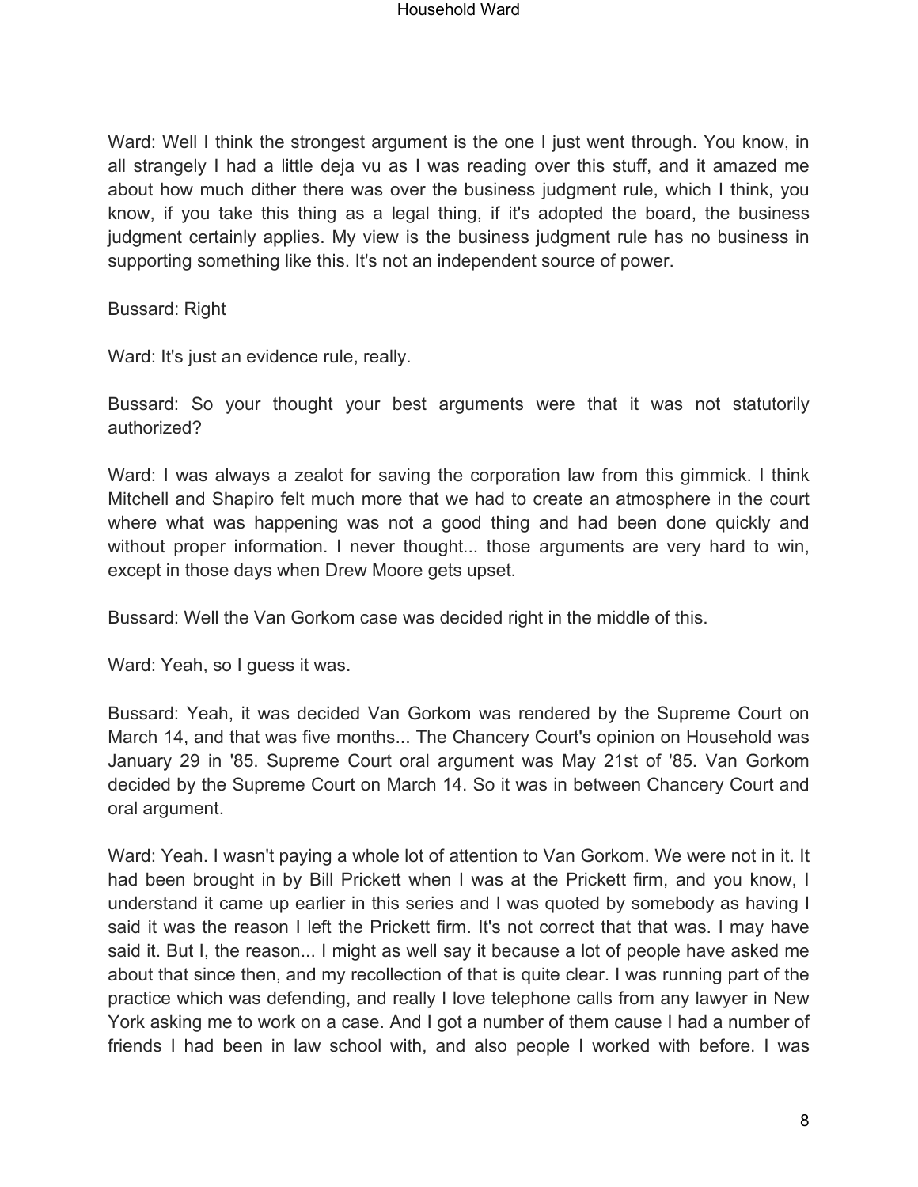Ward: Well I think the strongest argument is the one I just went through. You know, in all strangely I had a little deja vu as I was reading over this stuff, and it amazed me about how much dither there was over the business judgment rule, which I think, you know, if you take this thing as a legal thing, if it's adopted the board, the business judgment certainly applies. My view is the business judgment rule has no business in supporting something like this. It's not an independent source of power.

Bussard: Right

Ward: It's just an evidence rule, really.

Bussard: So your thought your best arguments were that it was not statutorily authorized?

Ward: I was always a zealot for saving the corporation law from this gimmick. I think Mitchell and Shapiro felt much more that we had to create an atmosphere in the court where what was happening was not a good thing and had been done quickly and without proper information. I never thought... those arguments are very hard to win, except in those days when Drew Moore gets upset.

Bussard: Well the Van Gorkom case was decided right in the middle of this.

Ward: Yeah, so I guess it was.

Bussard: Yeah, it was decided Van Gorkom was rendered by the Supreme Court on March 14, and that was five months... The Chancery Court's opinion on Household was January 29 in '85. Supreme Court oral argument was May 21st of '85. Van Gorkom decided by the Supreme Court on March 14. So it was in between Chancery Court and oral argument.

Ward: Yeah. I wasn't paying a whole lot of attention to Van Gorkom. We were not in it. It had been brought in by Bill Prickett when I was at the Prickett firm, and you know, I understand it came up earlier in this series and I was quoted by somebody as having I said it was the reason I left the Prickett firm. It's not correct that that was. I may have said it. But I, the reason... I might as well say it because a lot of people have asked me about that since then, and my recollection of that is quite clear. I was running part of the practice which was defending, and really I love telephone calls from any lawyer in New York asking me to work on a case. And I got a number of them cause I had a number of friends I had been in law school with, and also people I worked with before. I was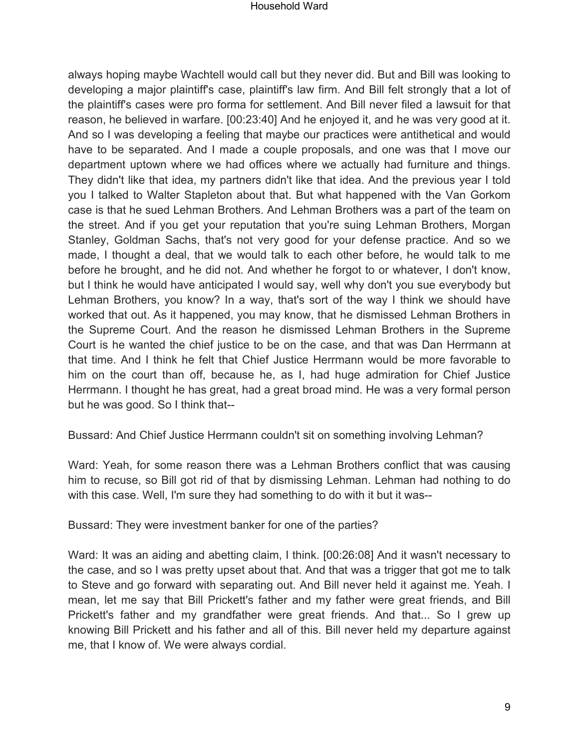always hoping maybe Wachtell would call but they never did. But and Bill was looking to developing a major plaintiff's case, plaintiff's law firm. And Bill felt strongly that a lot of the plaintiff's cases were pro forma for settlement. And Bill never filed a lawsuit for that reason, he believed in warfare. [00:23:40] And he enjoyed it, and he was very good at it. And so I was developing a feeling that maybe our practices were antithetical and would have to be separated. And I made a couple proposals, and one was that I move our department uptown where we had offices where we actually had furniture and things. They didn't like that idea, my partners didn't like that idea. And the previous year I told you I talked to Walter Stapleton about that. But what happened with the Van Gorkom case is that he sued Lehman Brothers. And Lehman Brothers was a part of the team on the street. And if you get your reputation that you're suing Lehman Brothers, Morgan Stanley, Goldman Sachs, that's not very good for your defense practice. And so we made, I thought a deal, that we would talk to each other before, he would talk to me before he brought, and he did not. And whether he forgot to or whatever, I don't know, but I think he would have anticipated I would say, well why don't you sue everybody but Lehman Brothers, you know? In a way, that's sort of the way I think we should have worked that out. As it happened, you may know, that he dismissed Lehman Brothers in the Supreme Court. And the reason he dismissed Lehman Brothers in the Supreme Court is he wanted the chief justice to be on the case, and that was Dan Herrmann at that time. And I think he felt that Chief Justice Herrmann would be more favorable to him on the court than off, because he, as I, had huge admiration for Chief Justice Herrmann. I thought he has great, had a great broad mind. He was a very formal person but he was good. So I think that--

Bussard: And Chief Justice Herrmann couldn't sit on something involving Lehman?

Ward: Yeah, for some reason there was a Lehman Brothers conflict that was causing him to recuse, so Bill got rid of that by dismissing Lehman. Lehman had nothing to do with this case. Well, I'm sure they had something to do with it but it was--

Bussard: They were investment banker for one of the parties?

Ward: It was an aiding and abetting claim, I think. [00:26:08] And it wasn't necessary to the case, and so I was pretty upset about that. And that was a trigger that got me to talk to Steve and go forward with separating out. And Bill never held it against me. Yeah. I mean, let me say that Bill Prickett's father and my father were great friends, and Bill Prickett's father and my grandfather were great friends. And that... So I grew up knowing Bill Prickett and his father and all of this. Bill never held my departure against me, that I know of. We were always cordial.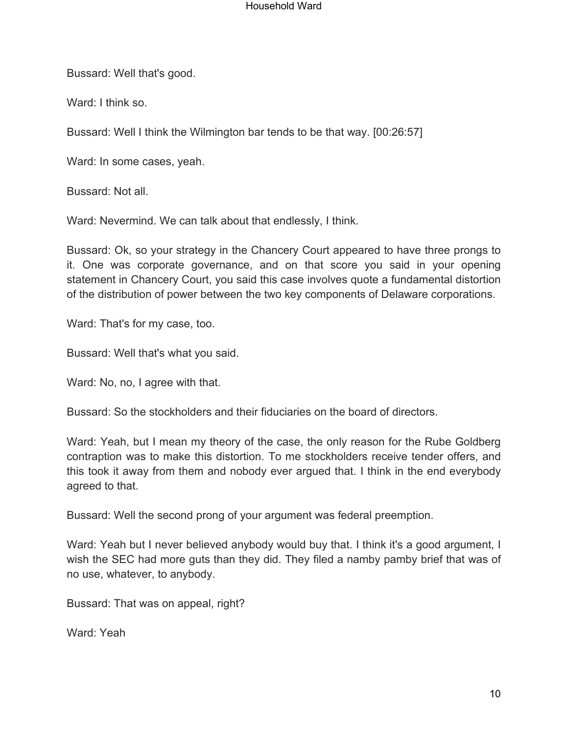Bussard: Well that's good.

Ward: I think so.

Bussard: Well I think the Wilmington bar tends to be that way. [00:26:57]

Ward: In some cases, yeah.

Bussard: Not all.

Ward: Nevermind. We can talk about that endlessly, I think.

Bussard: Ok, so your strategy in the Chancery Court appeared to have three prongs to it. One was corporate governance, and on that score you said in your opening statement in Chancery Court, you said this case involves quote a fundamental distortion of the distribution of power between the two key components of Delaware corporations.

Ward: That's for my case, too.

Bussard: Well that's what you said.

Ward: No, no, I agree with that.

Bussard: So the stockholders and their fiduciaries on the board of directors.

Ward: Yeah, but I mean my theory of the case, the only reason for the Rube Goldberg contraption was to make this distortion. To me stockholders receive tender offers, and this took it away from them and nobody ever argued that. I think in the end everybody agreed to that.

Bussard: Well the second prong of your argument was federal preemption.

Ward: Yeah but I never believed anybody would buy that. I think it's a good argument, I wish the SEC had more guts than they did. They filed a namby pamby brief that was of no use, whatever, to anybody.

Bussard: That was on appeal, right?

Ward: Yeah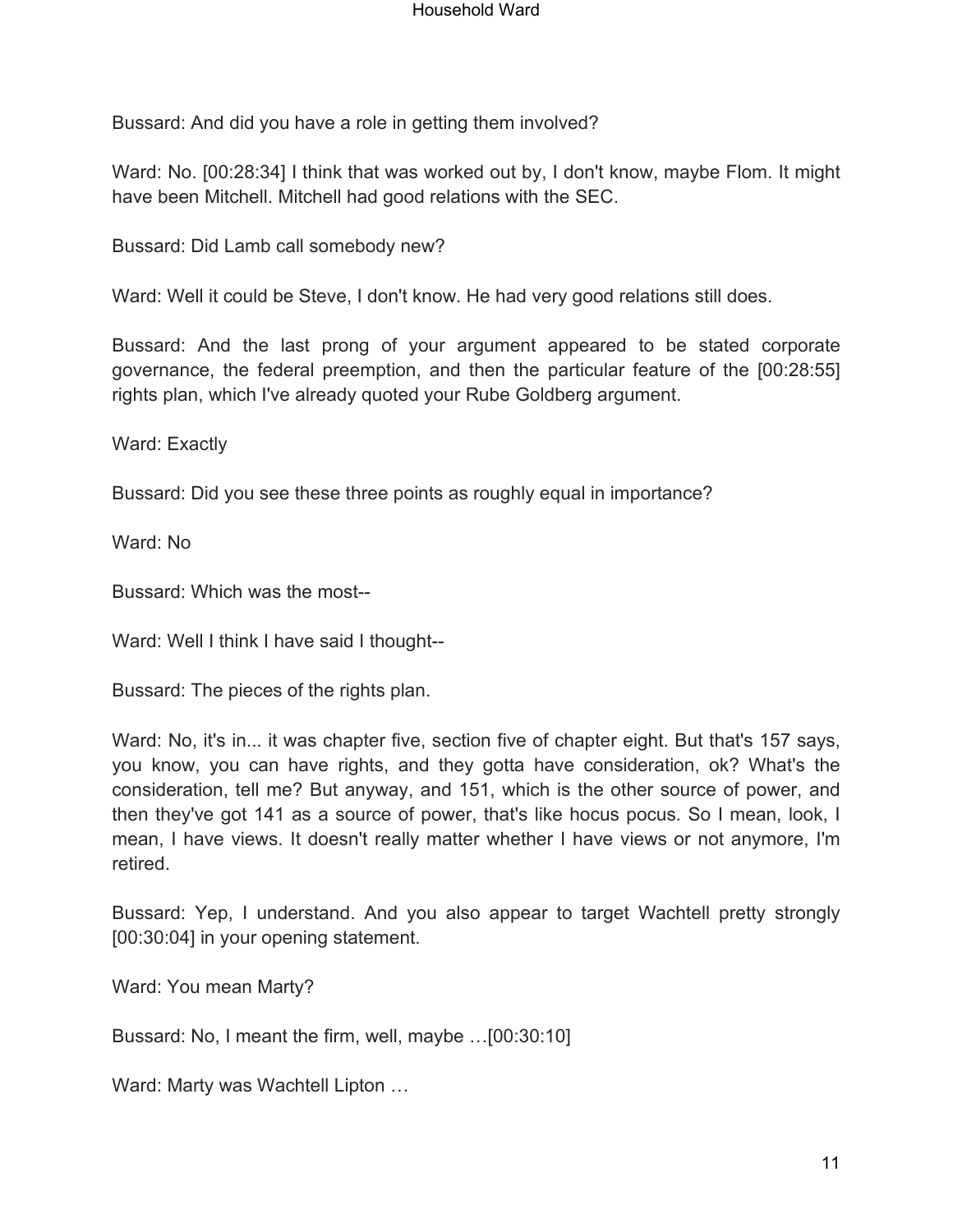Bussard: And did you have a role in getting them involved?

Ward: No. [00:28:34] I think that was worked out by, I don't know, maybe Flom. It might have been Mitchell. Mitchell had good relations with the SEC.

Bussard: Did Lamb call somebody new?

Ward: Well it could be Steve, I don't know. He had very good relations still does.

Bussard: And the last prong of your argument appeared to be stated corporate governance, the federal preemption, and then the particular feature of the [00:28:55] rights plan, which I've already quoted your Rube Goldberg argument.

Ward: Exactly

Bussard: Did you see these three points as roughly equal in importance?

Ward: No

Bussard: Which was the most--

Ward: Well I think I have said I thought--

Bussard: The pieces of the rights plan.

Ward: No, it's in... it was chapter five, section five of chapter eight. But that's 157 says, you know, you can have rights, and they gotta have consideration, ok? What's the consideration, tell me? But anyway, and 151, which is the other source of power, and then they've got 141 as a source of power, that's like hocus pocus. So I mean, look, I mean, I have views. It doesn't really matter whether I have views or not anymore, I'm retired.

Bussard: Yep, I understand. And you also appear to target Wachtell pretty strongly [00:30:04] in your opening statement.

Ward: You mean Marty?

Bussard: No, I meant the firm, well, maybe …[00:30:10]

Ward: Marty was Wachtell Lipton …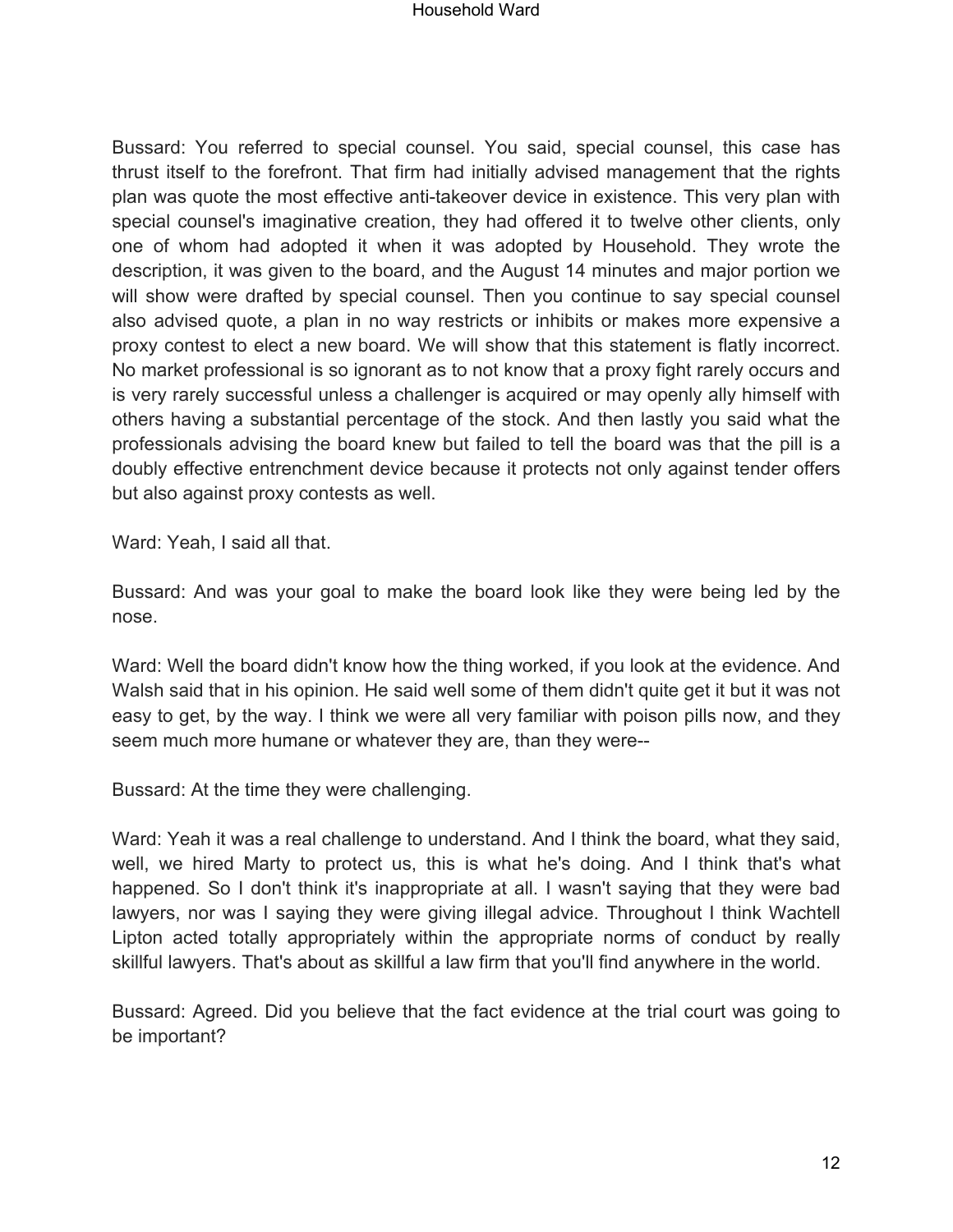Bussard: You referred to special counsel. You said, special counsel, this case has thrust itself to the forefront. That firm had initially advised management that the rights plan was quote the most effective anti-takeover device in existence. This very plan with special counsel's imaginative creation, they had offered it to twelve other clients, only one of whom had adopted it when it was adopted by Household. They wrote the description, it was given to the board, and the August 14 minutes and major portion we will show were drafted by special counsel. Then you continue to say special counsel also advised quote, a plan in no way restricts or inhibits or makes more expensive a proxy contest to elect a new board. We will show that this statement is flatly incorrect. No market professional is so ignorant as to not know that a proxy fight rarely occurs and is very rarely successful unless a challenger is acquired or may openly ally himself with others having a substantial percentage of the stock. And then lastly you said what the professionals advising the board knew but failed to tell the board was that the pill is a doubly effective entrenchment device because it protects not only against tender offers but also against proxy contests as well.

Ward: Yeah, I said all that.

Bussard: And was your goal to make the board look like they were being led by the nose.

Ward: Well the board didn't know how the thing worked, if you look at the evidence. And Walsh said that in his opinion. He said well some of them didn't quite get it but it was not easy to get, by the way. I think we were all very familiar with poison pills now, and they seem much more humane or whatever they are, than they were--

Bussard: At the time they were challenging.

Ward: Yeah it was a real challenge to understand. And I think the board, what they said, well, we hired Marty to protect us, this is what he's doing. And I think that's what happened. So I don't think it's inappropriate at all. I wasn't saying that they were bad lawyers, nor was I saying they were giving illegal advice. Throughout I think Wachtell Lipton acted totally appropriately within the appropriate norms of conduct by really skillful lawyers. That's about as skillful a law firm that you'll find anywhere in the world.

Bussard: Agreed. Did you believe that the fact evidence at the trial court was going to be important?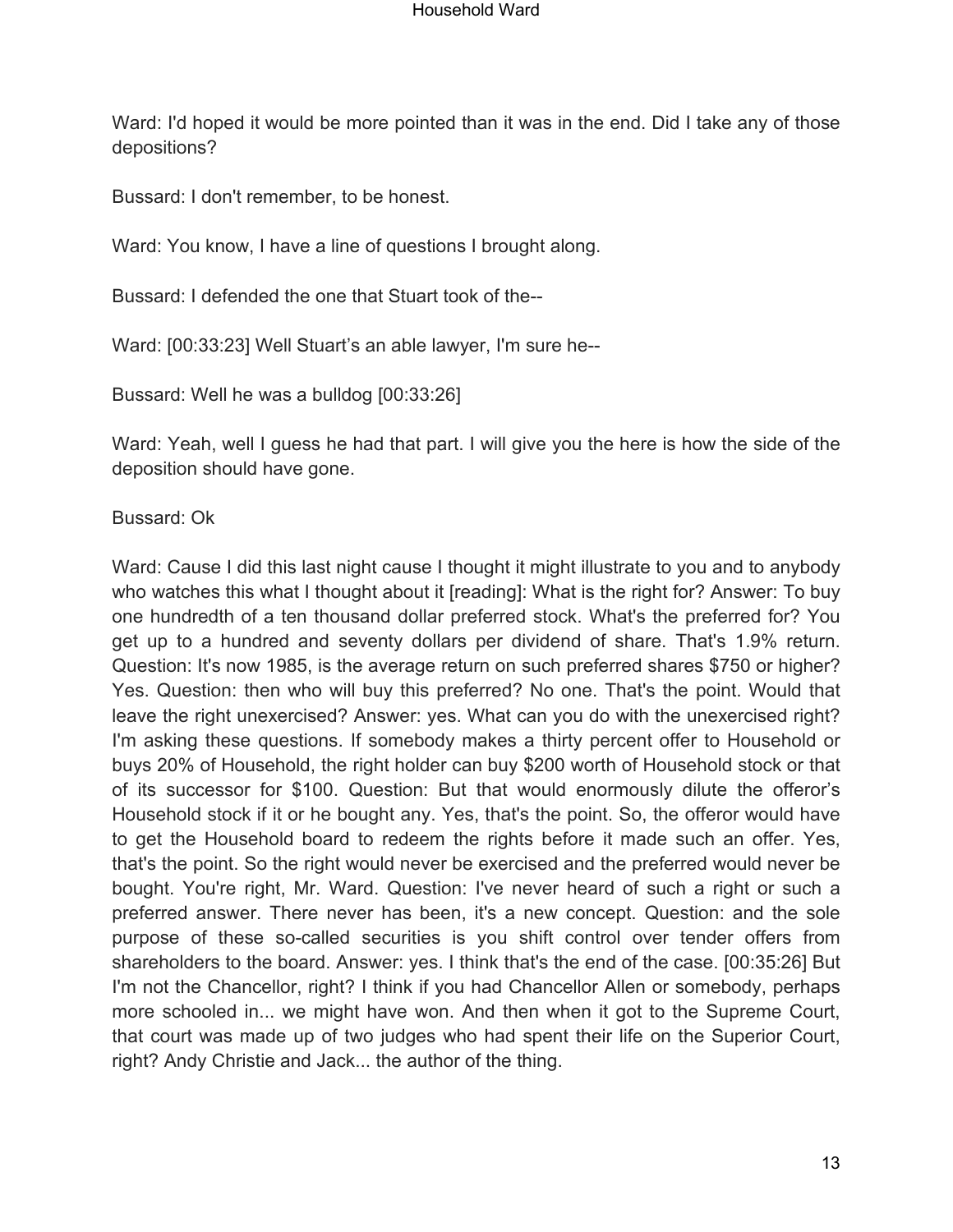Ward: I'd hoped it would be more pointed than it was in the end. Did I take any of those depositions?

Bussard: I don't remember, to be honest.

Ward: You know, I have a line of questions I brought along.

Bussard: I defended the one that Stuart took of the--

Ward: [00:33:23] Well Stuart's an able lawyer, I'm sure he--

Bussard: Well he was a bulldog [00:33:26]

Ward: Yeah, well I guess he had that part. I will give you the here is how the side of the deposition should have gone.

Bussard: Ok

Ward: Cause I did this last night cause I thought it might illustrate to you and to anybody who watches this what I thought about it [reading]: What is the right for? Answer: To buy one hundredth of a ten thousand dollar preferred stock. What's the preferred for? You get up to a hundred and seventy dollars per dividend of share. That's 1.9% return. Question: It's now 1985, is the average return on such preferred shares $750 or higher? Yes. Question: then who will buy this preferred? No one. That's the point. Would that leave the right unexercised? Answer: yes. What can you do with the unexercised right? I'm asking these questions. If somebody makes a thirty percent offer to Household or buys 20% of Household, the right holder can buy $200 worth of Household stock or that of its successor for $100. Question: But that would enormously dilute the offeror's Household stock if it or he bought any. Yes, that's the point. So, the offeror would have to get the Household board to redeem the rights before it made such an offer. Yes, that's the point. So the right would never be exercised and the preferred would never be bought. You're right, Mr. Ward. Question: I've never heard of such a right or such a preferred answer. There never has been, it's a new concept. Question: and the sole purpose of these so-called securities is you shift control over tender offers from shareholders to the board. Answer: yes. I think that's the end of the case. [00:35:26] But I'm not the Chancellor, right? I think if you had Chancellor Allen or somebody, perhaps more schooled in... we might have won. And then when it got to the Supreme Court, that court was made up of two judges who had spent their life on the Superior Court, right? Andy Christie and Jack... the author of the thing.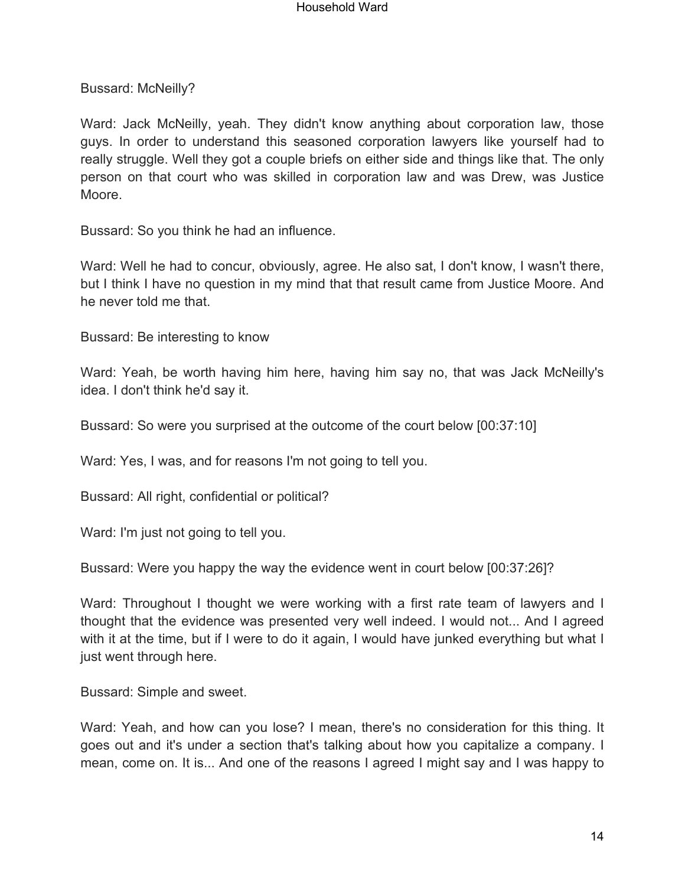Bussard: McNeilly?

Ward: Jack McNeilly, yeah. They didn't know anything about corporation law, those guys. In order to understand this seasoned corporation lawyers like yourself had to really struggle. Well they got a couple briefs on either side and things like that. The only person on that court who was skilled in corporation law and was Drew, was Justice Moore.

Bussard: So you think he had an influence.

Ward: Well he had to concur, obviously, agree. He also sat, I don't know, I wasn't there, but I think I have no question in my mind that that result came from Justice Moore. And he never told me that.

Bussard: Be interesting to know

Ward: Yeah, be worth having him here, having him say no, that was Jack McNeilly's idea. I don't think he'd say it.

Bussard: So were you surprised at the outcome of the court below [00:37:10]

Ward: Yes, I was, and for reasons I'm not going to tell you.

Bussard: All right, confidential or political?

Ward: I'm just not going to tell you.

Bussard: Were you happy the way the evidence went in court below [00:37:26]?

Ward: Throughout I thought we were working with a first rate team of lawyers and I thought that the evidence was presented very well indeed. I would not... And I agreed with it at the time, but if I were to do it again, I would have junked everything but what I just went through here.

Bussard: Simple and sweet.

Ward: Yeah, and how can you lose? I mean, there's no consideration for this thing. It goes out and it's under a section that's talking about how you capitalize a company. I mean, come on. It is... And one of the reasons I agreed I might say and I was happy to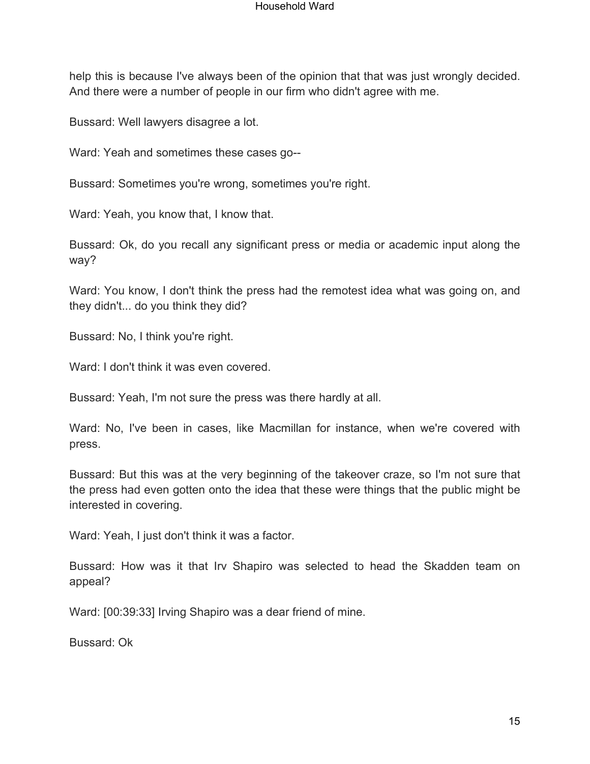help this is because I've always been of the opinion that that was just wrongly decided. And there were a number of people in our firm who didn't agree with me.

Bussard: Well lawyers disagree a lot.

Ward: Yeah and sometimes these cases go--

Bussard: Sometimes you're wrong, sometimes you're right.

Ward: Yeah, you know that, I know that.

Bussard: Ok, do you recall any significant press or media or academic input along the way?

Ward: You know, I don't think the press had the remotest idea what was going on, and they didn't... do you think they did?

Bussard: No, I think you're right.

Ward: I don't think it was even covered.

Bussard: Yeah, I'm not sure the press was there hardly at all.

Ward: No, I've been in cases, like Macmillan for instance, when we're covered with press.

Bussard: But this was at the very beginning of the takeover craze, so I'm not sure that the press had even gotten onto the idea that these were things that the public might be interested in covering.

Ward: Yeah, I just don't think it was a factor.

Bussard: How was it that Irv Shapiro was selected to head the Skadden team on appeal?

Ward: [00:39:33] Irving Shapiro was a dear friend of mine.

Bussard: Ok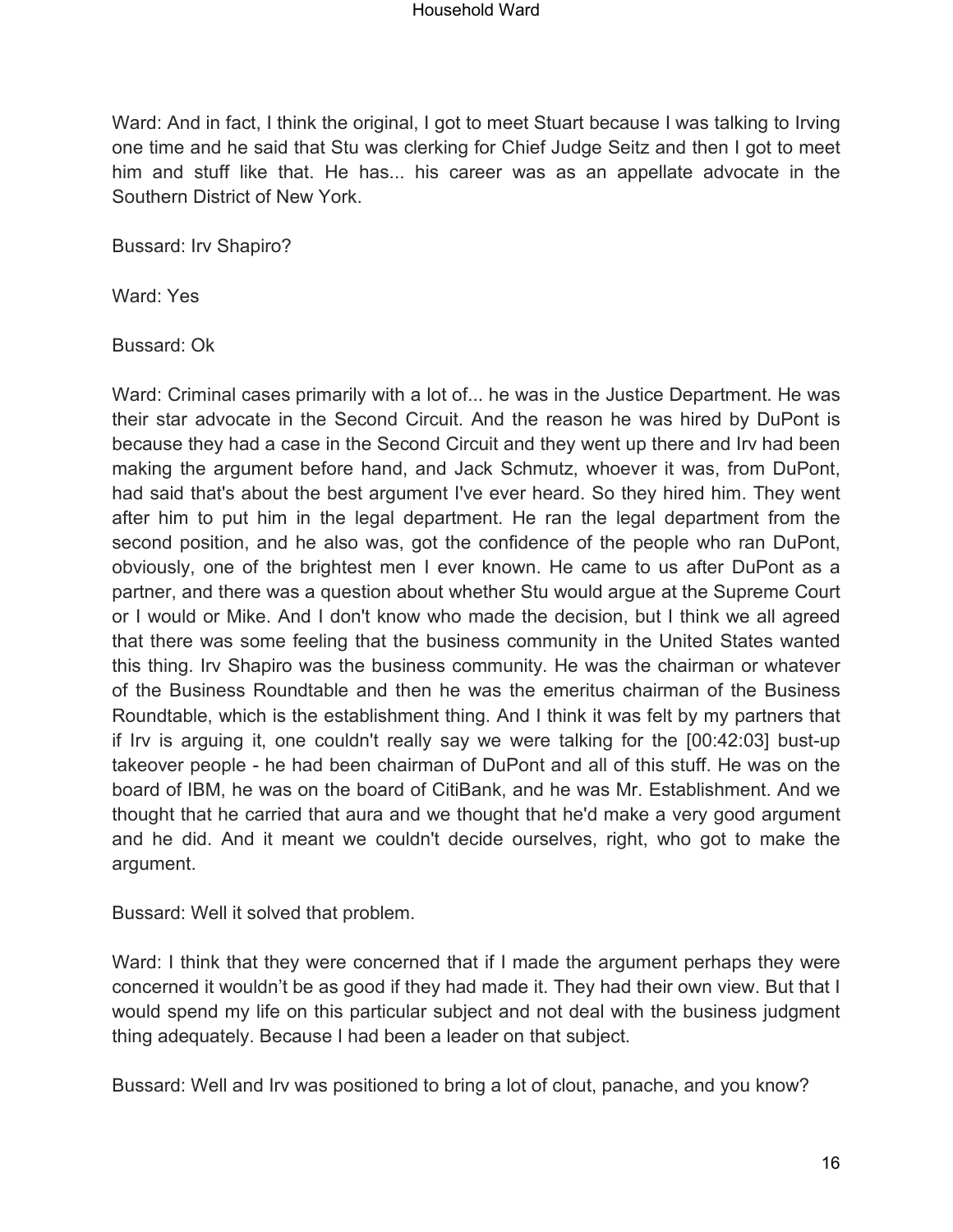Ward: And in fact, I think the original, I got to meet Stuart because I was talking to Irving one time and he said that Stu was clerking for Chief Judge Seitz and then I got to meet him and stuff like that. He has... his career was as an appellate advocate in the Southern District of New York.

Bussard: Irv Shapiro?

Ward: Yes

Bussard: Ok

Ward: Criminal cases primarily with a lot of... he was in the Justice Department. He was their star advocate in the Second Circuit. And the reason he was hired by DuPont is because they had a case in the Second Circuit and they went up there and Irv had been making the argument before hand, and Jack Schmutz, whoever it was, from DuPont, had said that's about the best argument I've ever heard. So they hired him. They went after him to put him in the legal department. He ran the legal department from the second position, and he also was, got the confidence of the people who ran DuPont, obviously, one of the brightest men I ever known. He came to us after DuPont as a partner, and there was a question about whether Stu would argue at the Supreme Court or I would or Mike. And I don't know who made the decision, but I think we all agreed that there was some feeling that the business community in the United States wanted this thing. Irv Shapiro was the business community. He was the chairman or whatever of the Business Roundtable and then he was the emeritus chairman of the Business Roundtable, which is the establishment thing. And I think it was felt by my partners that if Irv is arguing it, one couldn't really say we were talking for the [00:42:03] bust-up takeover people - he had been chairman of DuPont and all of this stuff. He was on the board of IBM, he was on the board of CitiBank, and he was Mr. Establishment. And we thought that he carried that aura and we thought that he'd make a very good argument and he did. And it meant we couldn't decide ourselves, right, who got to make the argument.

Bussard: Well it solved that problem.

Ward: I think that they were concerned that if I made the argument perhaps they were concerned it wouldn't be as good if they had made it. They had their own view. But that I would spend my life on this particular subject and not deal with the business judgment thing adequately. Because I had been a leader on that subject.

Bussard: Well and Irv was positioned to bring a lot of clout, panache, and you know?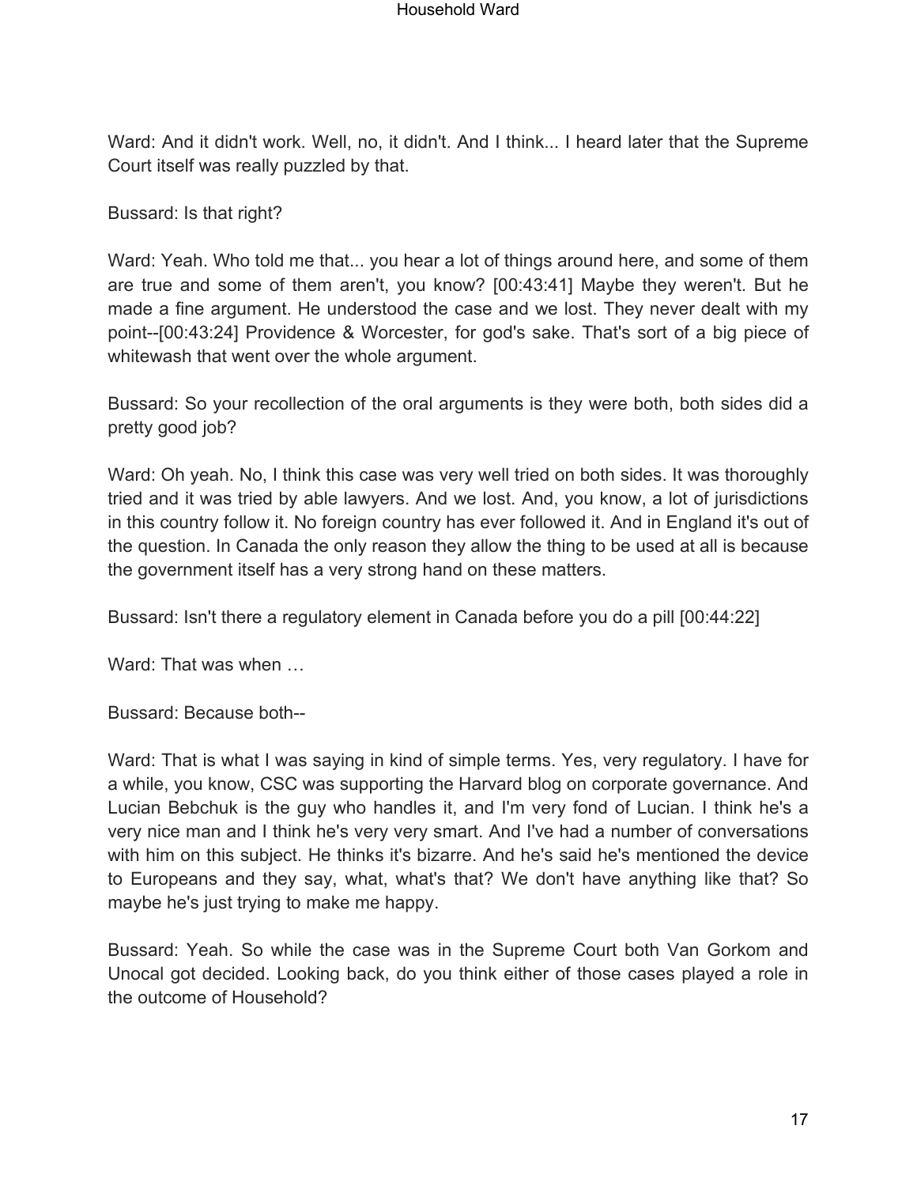Ward: And it didn't work. Well, no, it didn't. And I think... I heard later that the Supreme Court itself was really puzzled by that.

Bussard: Is that right?

Ward: Yeah. Who told me that... you hear a lot of things around here, and some of them are true and some of them aren't, you know? [00:43:41] Maybe they weren't. But he made a fine argument. He understood the case and we lost. They never dealt with my point--[00:43:24] Providence & Worcester, for god's sake. That's sort of a big piece of whitewash that went over the whole argument.

Bussard: So your recollection of the oral arguments is they were both, both sides did a pretty good job?

Ward: Oh yeah. No, I think this case was very well tried on both sides. It was thoroughly tried and it was tried by able lawyers. And we lost. And, you know, a lot of jurisdictions in this country follow it. No foreign country has ever followed it. And in England it's out of the question. In Canada the only reason they allow the thing to be used at all is because the government itself has a very strong hand on these matters.

Bussard: Isn't there a regulatory element in Canada before you do a pill [00:44:22]

Ward: That was when …

Bussard: Because both--

Ward: That is what I was saying in kind of simple terms. Yes, very regulatory. I have for a while, you know, CSC was supporting the Harvard blog on corporate governance. And Lucian Bebchuk is the guy who handles it, and I'm very fond of Lucian. I think he's a very nice man and I think he's very very smart. And I've had a number of conversations with him on this subject. He thinks it's bizarre. And he's said he's mentioned the device to Europeans and they say, what, what's that? We don't have anything like that? So maybe he's just trying to make me happy.

Bussard: Yeah. So while the case was in the Supreme Court both Van Gorkom and Unocal got decided. Looking back, do you think either of those cases played a role in the outcome of Household?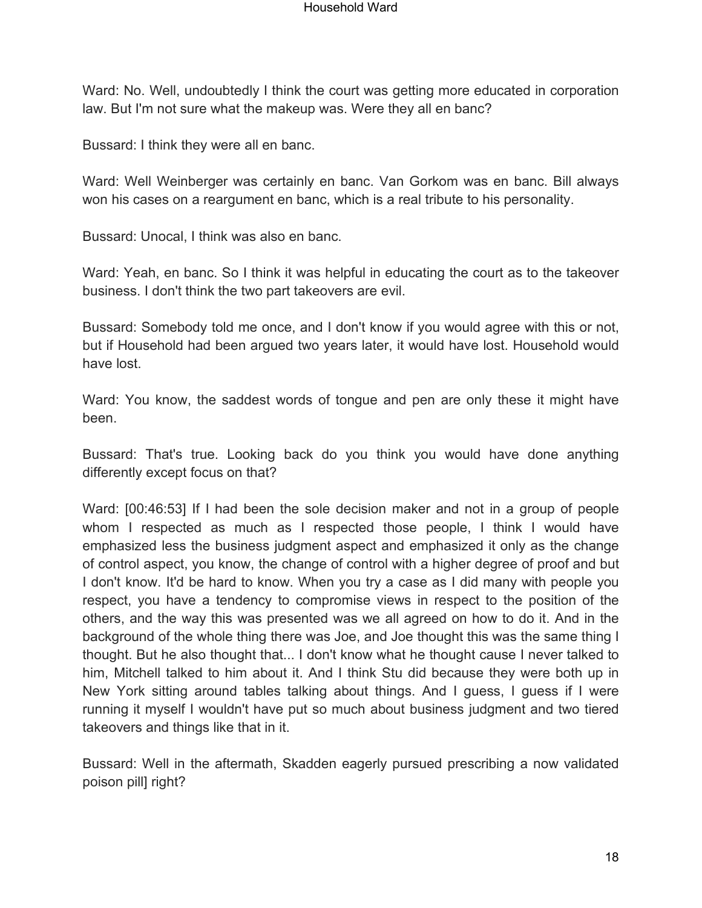Ward: No. Well, undoubtedly I think the court was getting more educated in corporation law. But I'm not sure what the makeup was. Were they all en banc?

Bussard: I think they were all en banc.

Ward: Well Weinberger was certainly en banc. Van Gorkom was en banc. Bill always won his cases on a reargument en banc, which is a real tribute to his personality.

Bussard: Unocal, I think was also en banc.

Ward: Yeah, en banc. So I think it was helpful in educating the court as to the takeover business. I don't think the two part takeovers are evil.

Bussard: Somebody told me once, and I don't know if you would agree with this or not, but if Household had been argued two years later, it would have lost. Household would have lost.

Ward: You know, the saddest words of tongue and pen are only these it might have been.

Bussard: That's true. Looking back do you think you would have done anything differently except focus on that?

Ward: [00:46:53] If I had been the sole decision maker and not in a group of people whom I respected as much as I respected those people, I think I would have emphasized less the business judgment aspect and emphasized it only as the change of control aspect, you know, the change of control with a higher degree of proof and but I don't know. It'd be hard to know. When you try a case as I did many with people you respect, you have a tendency to compromise views in respect to the position of the others, and the way this was presented was we all agreed on how to do it. And in the background of the whole thing there was Joe, and Joe thought this was the same thing I thought. But he also thought that... I don't know what he thought cause I never talked to him, Mitchell talked to him about it. And I think Stu did because they were both up in New York sitting around tables talking about things. And I guess, I guess if I were running it myself I wouldn't have put so much about business judgment and two tiered takeovers and things like that in it.

Bussard: Well in the aftermath, Skadden eagerly pursued prescribing a now validated poison pill] right?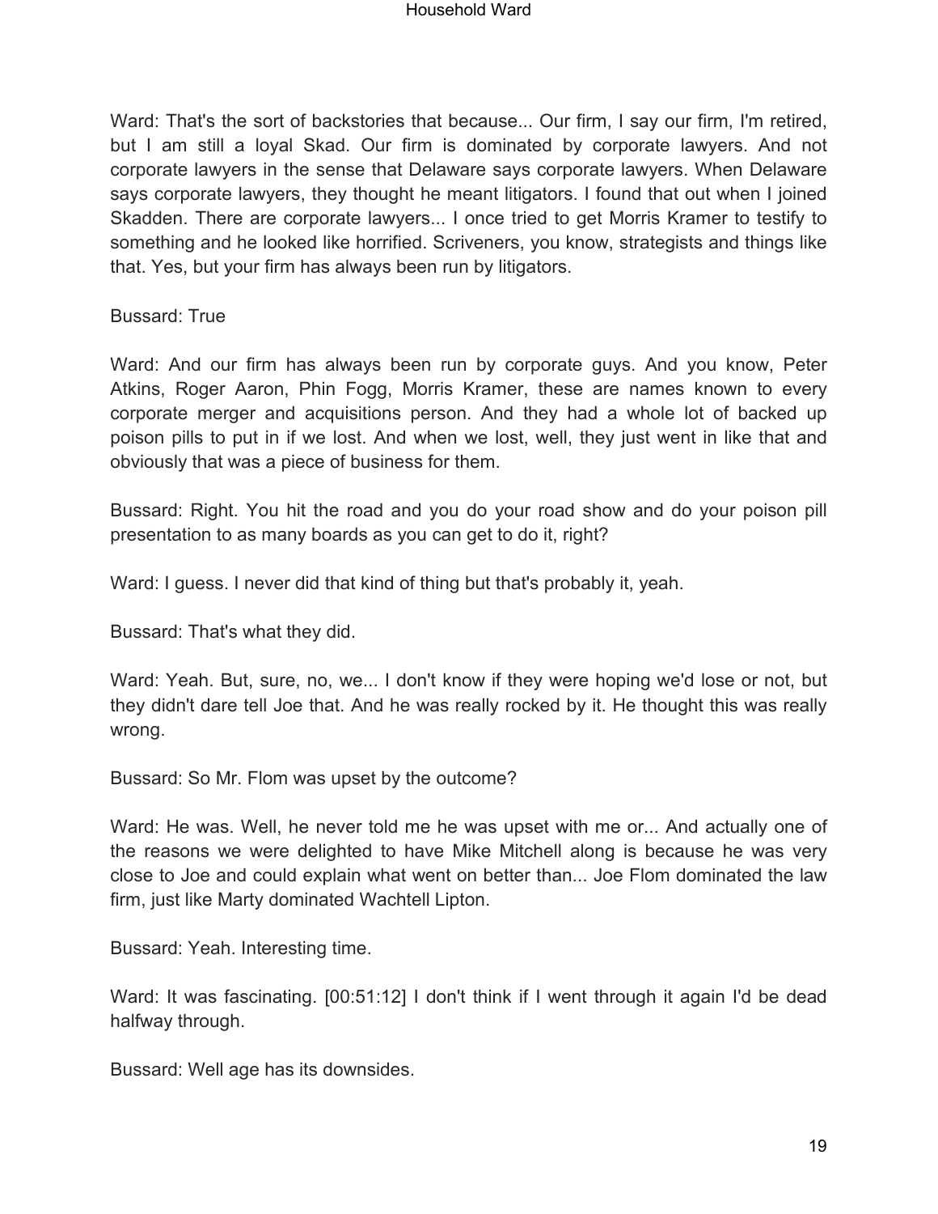Ward: That's the sort of backstories that because... Our firm, I say our firm, I'm retired, but I am still a loyal Skad. Our firm is dominated by corporate lawyers. And not corporate lawyers in the sense that Delaware says corporate lawyers. When Delaware says corporate lawyers, they thought he meant litigators. I found that out when I joined Skadden. There are corporate lawyers... I once tried to get Morris Kramer to testify to something and he looked like horrified. Scriveners, you know, strategists and things like that. Yes, but your firm has always been run by litigators.

Bussard: True

Ward: And our firm has always been run by corporate guys. And you know, Peter Atkins, Roger Aaron, Phin Fogg, Morris Kramer, these are names known to every corporate merger and acquisitions person. And they had a whole lot of backed up poison pills to put in if we lost. And when we lost, well, they just went in like that and obviously that was a piece of business for them.

Bussard: Right. You hit the road and you do your road show and do your poison pill presentation to as many boards as you can get to do it, right?

Ward: I guess. I never did that kind of thing but that's probably it, yeah.

Bussard: That's what they did.

Ward: Yeah. But, sure, no, we... I don't know if they were hoping we'd lose or not, but they didn't dare tell Joe that. And he was really rocked by it. He thought this was really wrong.

Bussard: So Mr. Flom was upset by the outcome?

Ward: He was. Well, he never told me he was upset with me or... And actually one of the reasons we were delighted to have Mike Mitchell along is because he was very close to Joe and could explain what went on better than... Joe Flom dominated the law firm, just like Marty dominated Wachtell Lipton.

Bussard: Yeah. Interesting time.

Ward: It was fascinating. [00:51:12] I don't think if I went through it again I'd be dead halfway through.

Bussard: Well age has its downsides.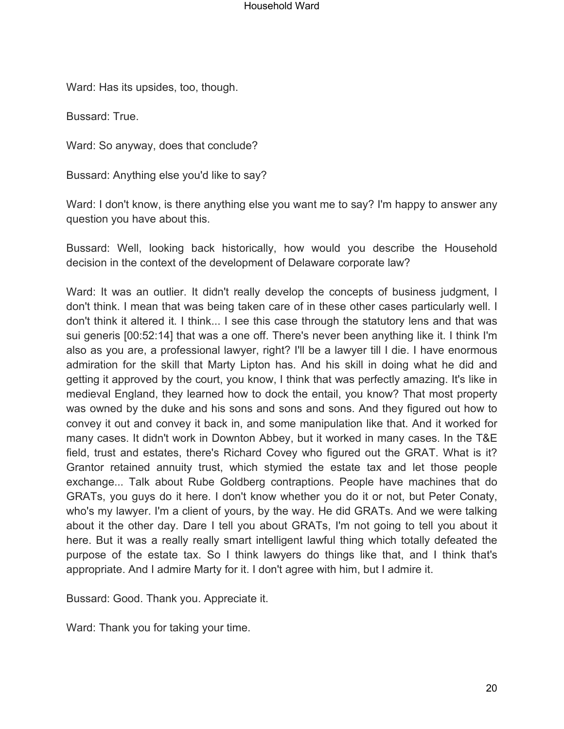Ward: Has its upsides, too, though.

Bussard: True.

Ward: So anyway, does that conclude?

Bussard: Anything else you'd like to say?

Ward: I don't know, is there anything else you want me to say? I'm happy to answer any question you have about this.

Bussard: Well, looking back historically, how would you describe the Household decision in the context of the development of Delaware corporate law?

Ward: It was an outlier. It didn't really develop the concepts of business judgment, I don't think. I mean that was being taken care of in these other cases particularly well. I don't think it altered it. I think... I see this case through the statutory lens and that was sui generis [00:52:14] that was a one off. There's never been anything like it. I think I'm also as you are, a professional lawyer, right? I'll be a lawyer till I die. I have enormous admiration for the skill that Marty Lipton has. And his skill in doing what he did and getting it approved by the court, you know, I think that was perfectly amazing. It's like in medieval England, they learned how to dock the entail, you know? That most property was owned by the duke and his sons and sons and sons. And they figured out how to convey it out and convey it back in, and some manipulation like that. And it worked for many cases. It didn't work in Downton Abbey, but it worked in many cases. In the T&E field, trust and estates, there's Richard Covey who figured out the GRAT. What is it? Grantor retained annuity trust, which stymied the estate tax and let those people exchange... Talk about Rube Goldberg contraptions. People have machines that do GRATs, you guys do it here. I don't know whether you do it or not, but Peter Conaty, who's my lawyer. I'm a client of yours, by the way. He did GRATs. And we were talking about it the other day. Dare I tell you about GRATs, I'm not going to tell you about it here. But it was a really really smart intelligent lawful thing which totally defeated the purpose of the estate tax. So I think lawyers do things like that, and I think that's appropriate. And I admire Marty for it. I don't agree with him, but I admire it.

Bussard: Good. Thank you. Appreciate it.

Ward: Thank you for taking your time.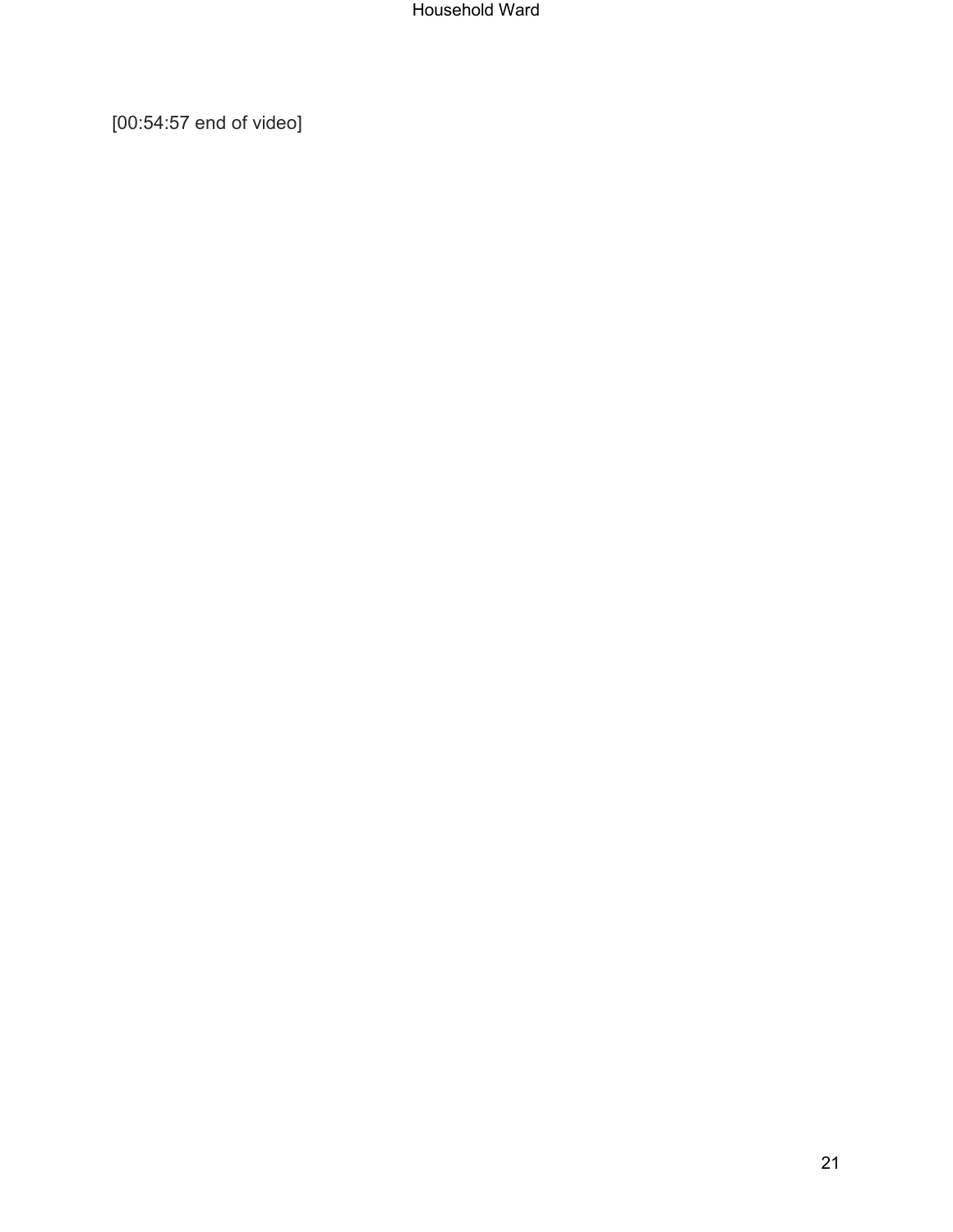[00:54:57 end of video]